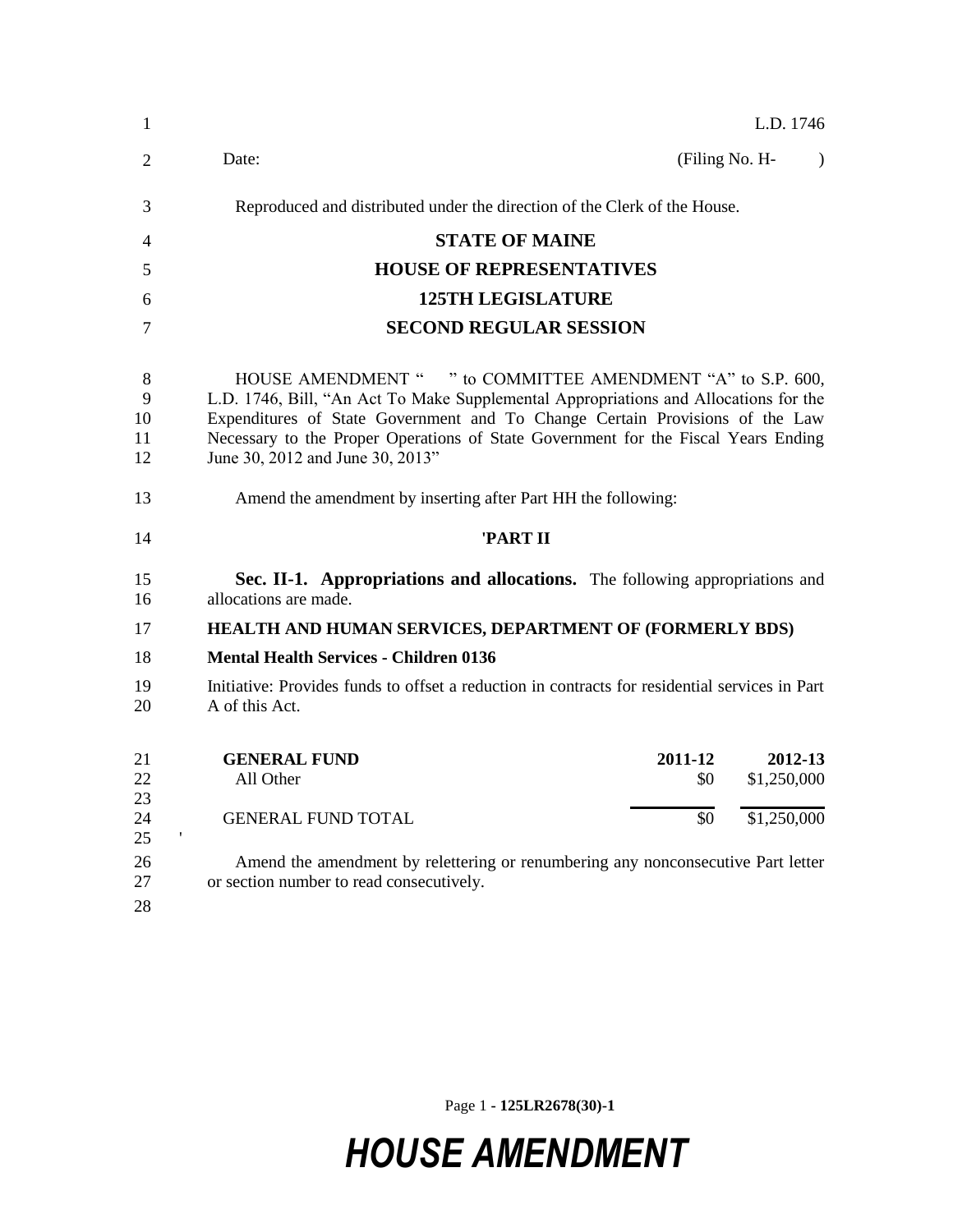L.D. 1746

Date: (Filing No. H- )

Reproduced and distributed under the direction of the Clerk of the House.

**STATE OF MAINE**

**HOUSE OF REPRESENTATIVES**

**125TH LEGISLATURE**

**SECOND REGULAR SESSION**

HOUSE AMENDMENT " " to COMMITTEE AMENDMENT "A" to S.P. 600, L.D. 1746, Bill, "An Act To Make Supplemental Appropriations and Allocations for the Expenditures of State Government and To Change Certain Provisions of the Law Necessary to the Proper Operations of State Government for the Fiscal Years Ending June 30, 2012 and June 30, 2013"

Amend the amendment by inserting after Part HH the following:

**'PART II**

**Sec. II-1. Appropriations and allocations.** The following appropriations and allocations are made.

**HEALTH AND HUMAN SERVICES, DEPARTMENT OF (FORMERLY BDS)**

**Mental Health Services - Children 0136**

Initiative: Provides funds to offset a reduction in contracts for residential services in Part A of this Act.

| **GENERAL FUND** | **2011-12** | **2012-13** |
|---|---|---|
| All Other | $0 | $1,250,000 |
| GENERAL FUND TOTAL | $0 | $1,250,000 |

'

Amend the amendment by relettering or renumbering any nonconsecutive Part letter or section number to read consecutively.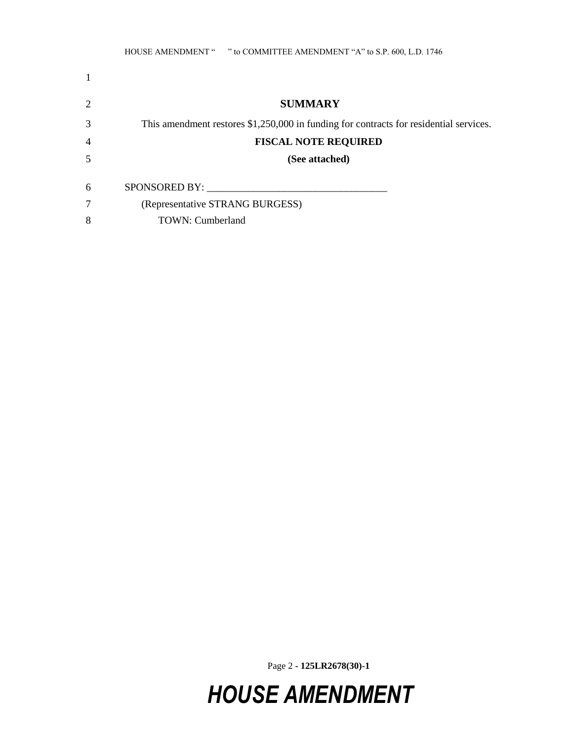## SUMMARY

This amendment restores $1,250,000 in funding for contracts for residential services.

**FISCAL NOTE REQUIRED**

**(See attached)**

SPONSORED BY: ___________________________________

(Representative STRANG BURGESS)

TOWN: Cumberland